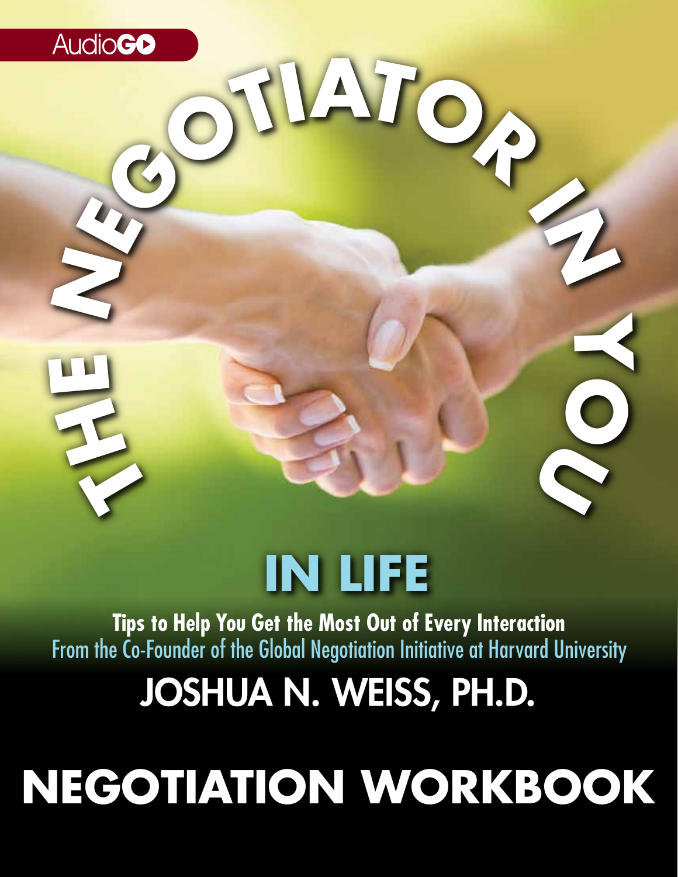AudioGO

# THE NEGOTIATOR IN YOU

## IN LIFE

**Tips to Help You Get the Most Out of Every Interaction**

From the Co-Founder of the Global Negotiation Initiative at Harvard University

JOSHUA N. WEISS, PH.D.

# NEGOTIATION WORKBOOK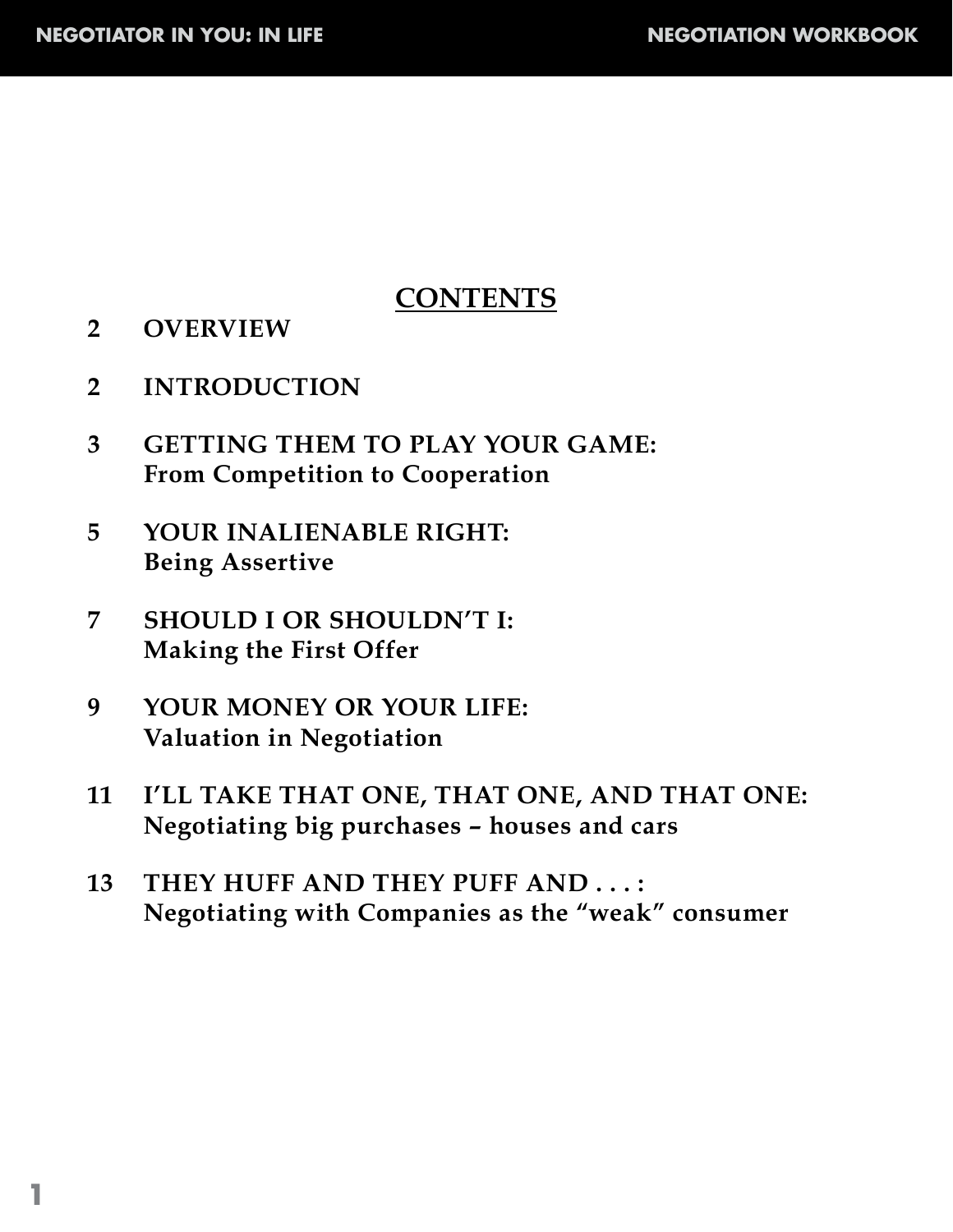# CONTENTS

| | |
|---|---|
| **2** | **OVERVIEW** |
| **2** | **INTRODUCTION** |
| **3** | **GETTING THEM TO PLAY YOUR GAME:** **From Competition to Cooperation** |
| **5** | **YOUR INALIENABLE RIGHT:** **Being Assertive** |
| **7** | **SHOULD I OR SHOULDN'T I:** **Making the First Offer** |
| **9** | **YOUR MONEY OR YOUR LIFE:** **Valuation in Negotiation** |
| **11** | **I'LL TAKE THAT ONE, THAT ONE, AND THAT ONE:** **Negotiating big purchases – houses and cars** |
| **13** | **THEY HUFF AND THEY PUFF AND . . . :** **Negotiating with Companies as the "weak" consumer** |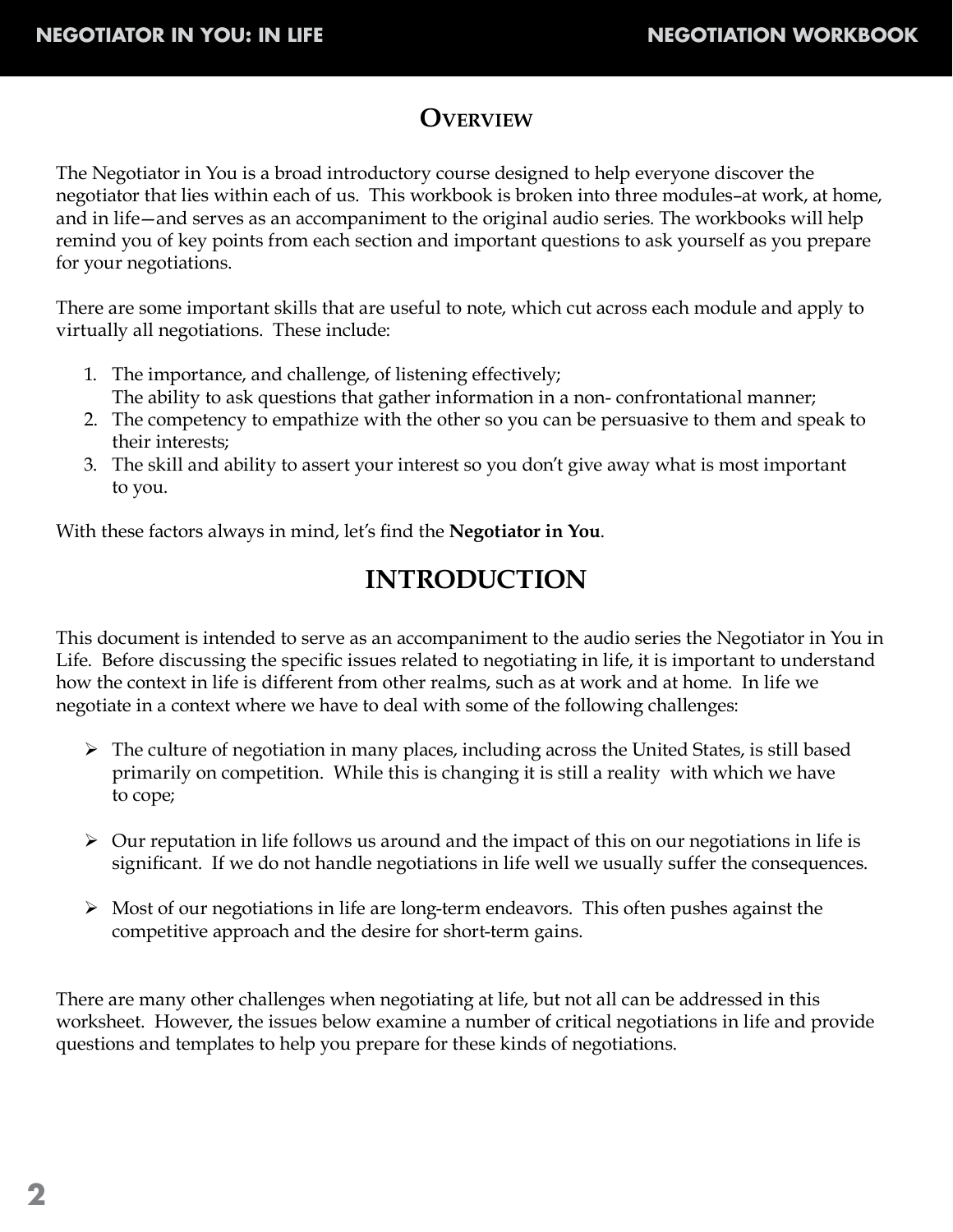## Overview

The Negotiator in You is a broad introductory course designed to help everyone discover the negotiator that lies within each of us. This workbook is broken into three modules–at work, at home, and in life—and serves as an accompaniment to the original audio series. The workbooks will help remind you of key points from each section and important questions to ask yourself as you prepare for your negotiations.

There are some important skills that are useful to note, which cut across each module and apply to virtually all negotiations. These include:

1. The importance, and challenge, of listening effectively;
   The ability to ask questions that gather information in a non- confrontational manner;
2. The competency to empathize with the other so you can be persuasive to them and speak to their interests;
3. The skill and ability to assert your interest so you don't give away what is most important to you.

With these factors always in mind, let's find the **Negotiator in You**.

## INTRODUCTION

This document is intended to serve as an accompaniment to the audio series the Negotiator in You in Life. Before discussing the specific issues related to negotiating in life, it is important to understand how the context in life is different from other realms, such as at work and at home. In life we negotiate in a context where we have to deal with some of the following challenges:

- The culture of negotiation in many places, including across the United States, is still based primarily on competition. While this is changing it is still a reality with which we have to cope;

- Our reputation in life follows us around and the impact of this on our negotiations in life is significant. If we do not handle negotiations in life well we usually suffer the consequences.

- Most of our negotiations in life are long-term endeavors. This often pushes against the competitive approach and the desire for short-term gains.

There are many other challenges when negotiating at life, but not all can be addressed in this worksheet. However, the issues below examine a number of critical negotiations in life and provide questions and templates to help you prepare for these kinds of negotiations.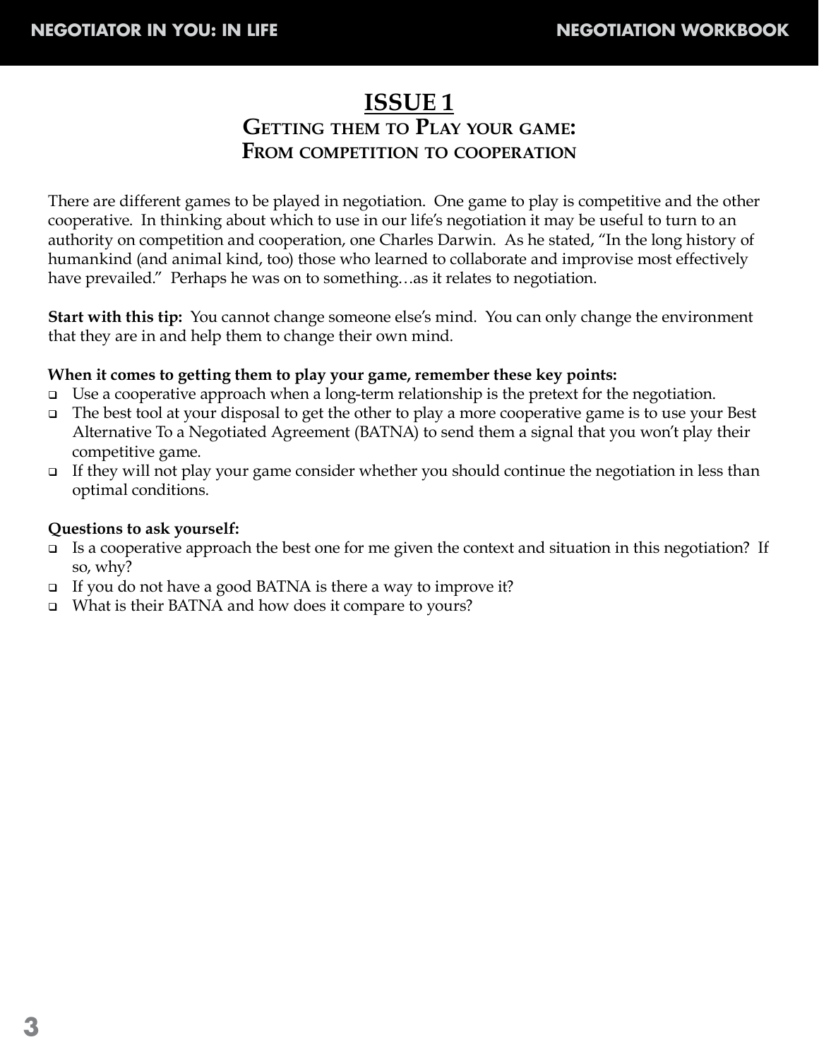# ISSUE 1

## Getting them to Play your game: From competition to cooperation

There are different games to be played in negotiation. One game to play is competitive and the other cooperative. In thinking about which to use in our life's negotiation it may be useful to turn to an authority on competition and cooperation, one Charles Darwin. As he stated, "In the long history of humankind (and animal kind, too) those who learned to collaborate and improvise most effectively have prevailed." Perhaps he was on to something…as it relates to negotiation.

**Start with this tip:** You cannot change someone else's mind. You can only change the environment that they are in and help them to change their own mind.

**When it comes to getting them to play your game, remember these key points:**

- Use a cooperative approach when a long-term relationship is the pretext for the negotiation.
- The best tool at your disposal to get the other to play a more cooperative game is to use your Best Alternative To a Negotiated Agreement (BATNA) to send them a signal that you won't play their competitive game.
- If they will not play your game consider whether you should continue the negotiation in less than optimal conditions.

**Questions to ask yourself:**

- Is a cooperative approach the best one for me given the context and situation in this negotiation? If so, why?
- If you do not have a good BATNA is there a way to improve it?
- What is their BATNA and how does it compare to yours?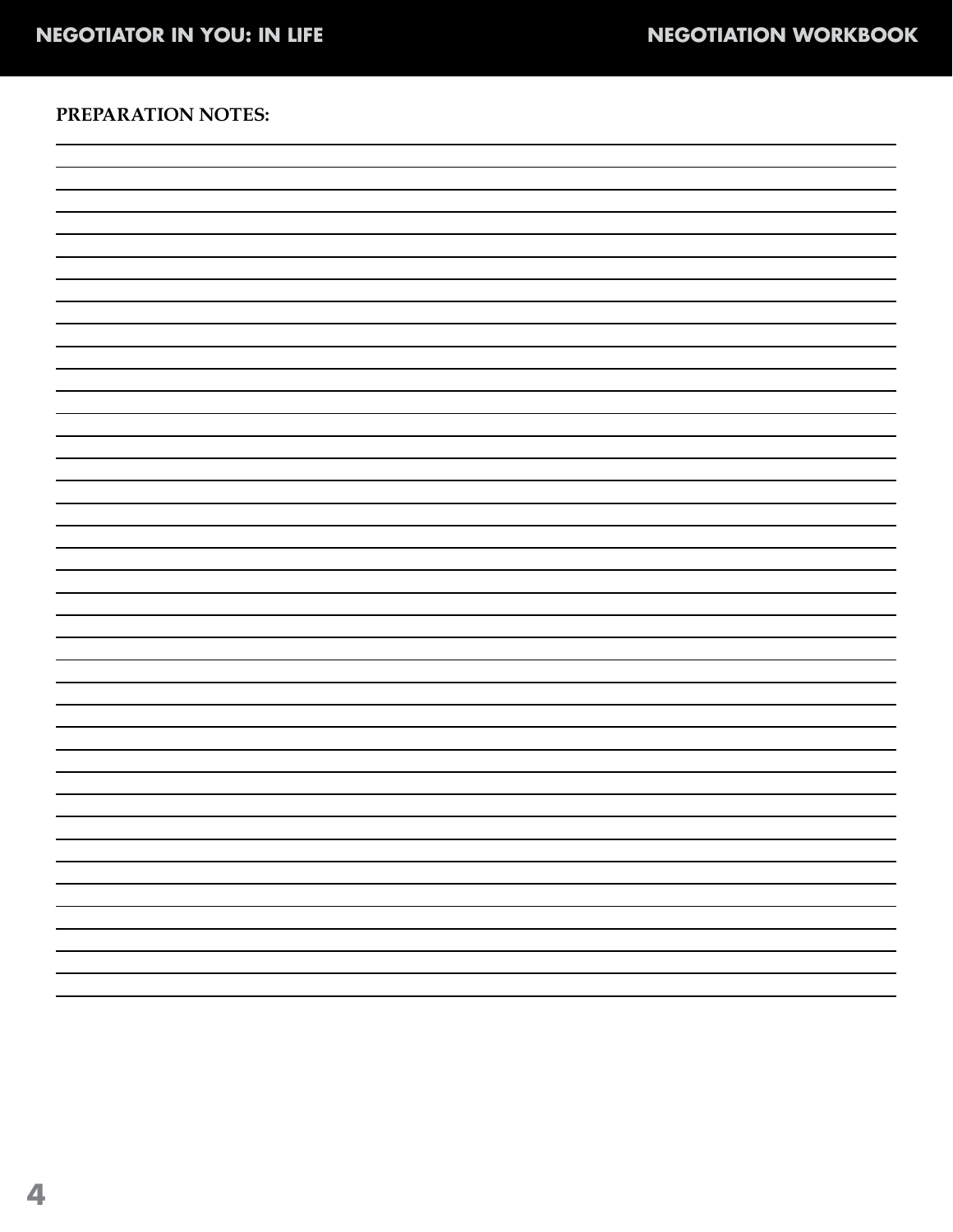**PREPARATION NOTES:**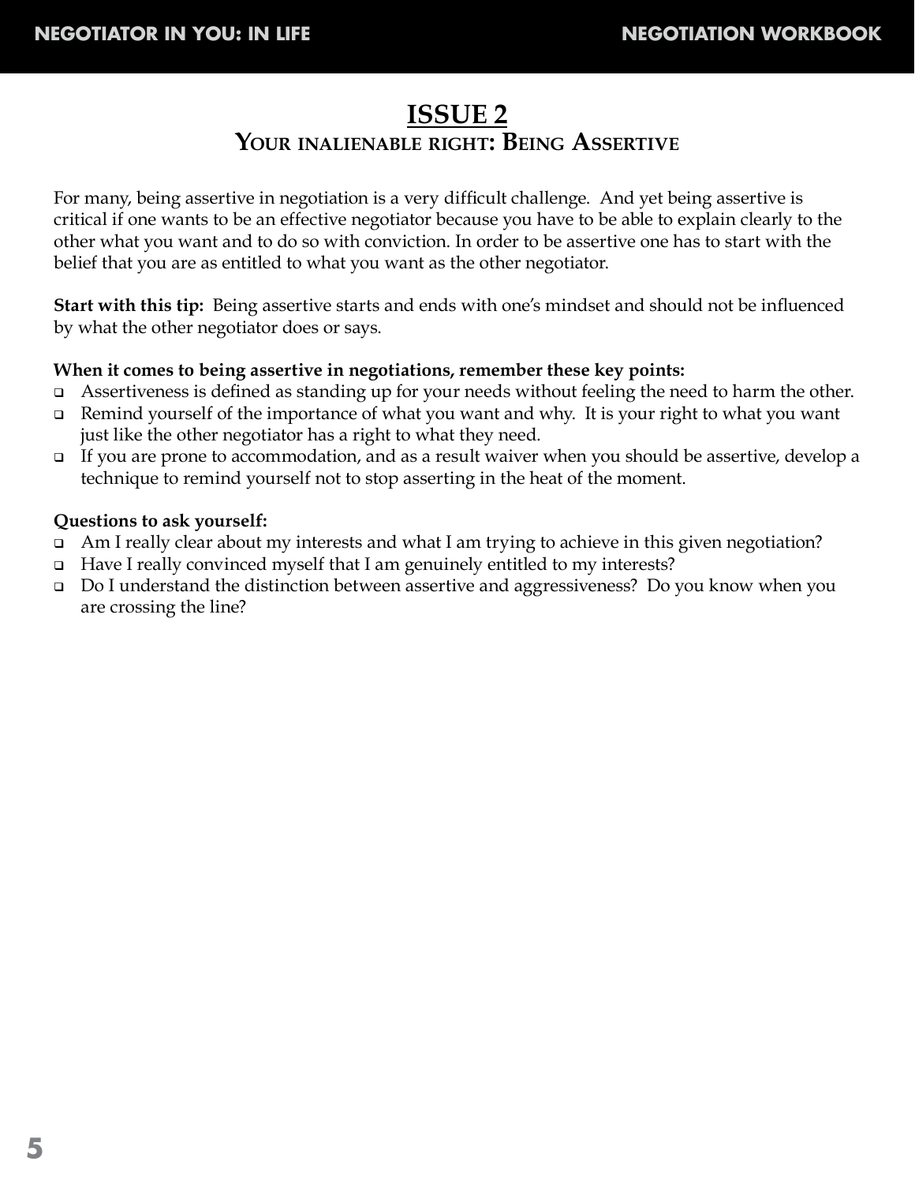# ISSUE 2

## Your inalienable right: Being Assertive

For many, being assertive in negotiation is a very difficult challenge. And yet being assertive is critical if one wants to be an effective negotiator because you have to be able to explain clearly to the other what you want and to do so with conviction. In order to be assertive one has to start with the belief that you are as entitled to what you want as the other negotiator.

**Start with this tip:** Being assertive starts and ends with one's mindset and should not be influenced by what the other negotiator does or says.

**When it comes to being assertive in negotiations, remember these key points:**

- Assertiveness is defined as standing up for your needs without feeling the need to harm the other.
- Remind yourself of the importance of what you want and why. It is your right to what you want just like the other negotiator has a right to what they need.
- If you are prone to accommodation, and as a result waiver when you should be assertive, develop a technique to remind yourself not to stop asserting in the heat of the moment.

**Questions to ask yourself:**

- Am I really clear about my interests and what I am trying to achieve in this given negotiation?
- Have I really convinced myself that I am genuinely entitled to my interests?
- Do I understand the distinction between assertive and aggressiveness? Do you know when you are crossing the line?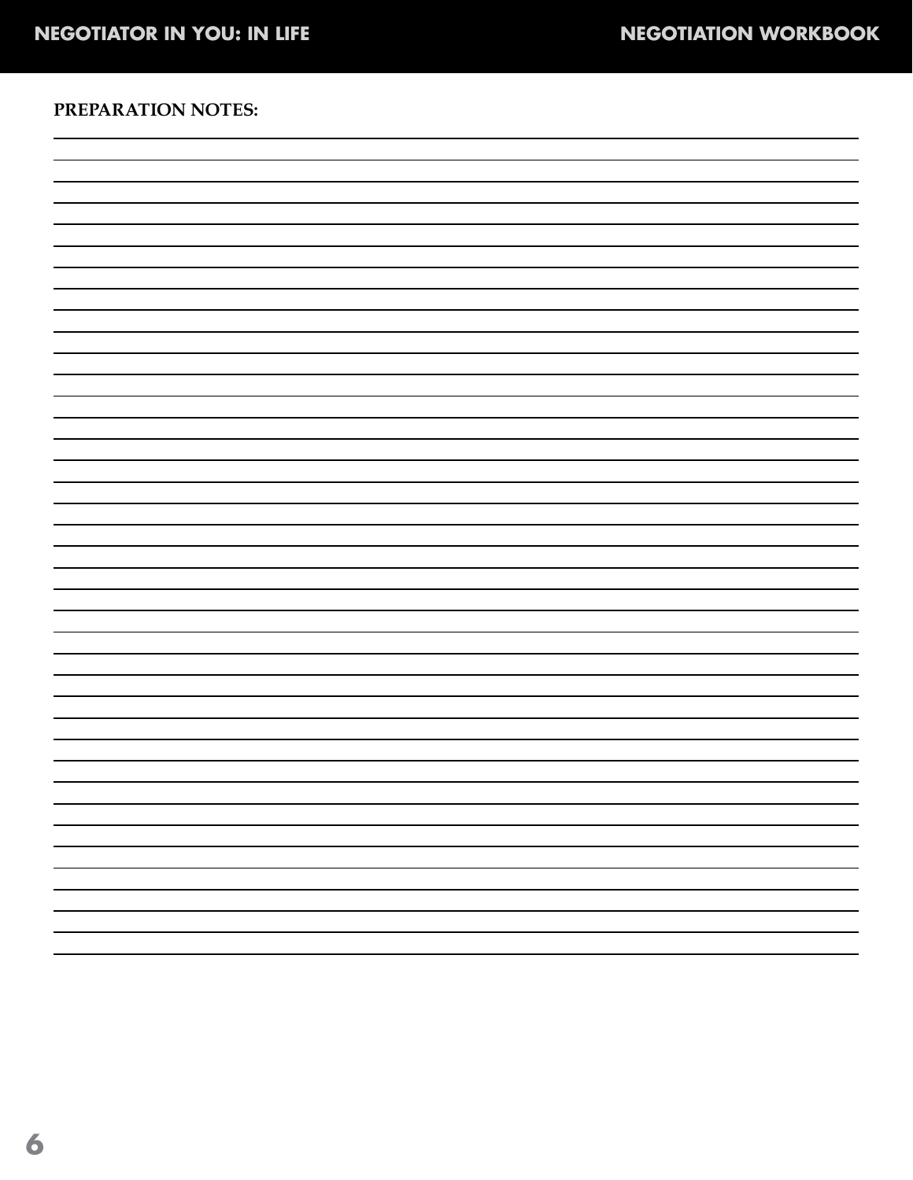**PREPARATION NOTES:**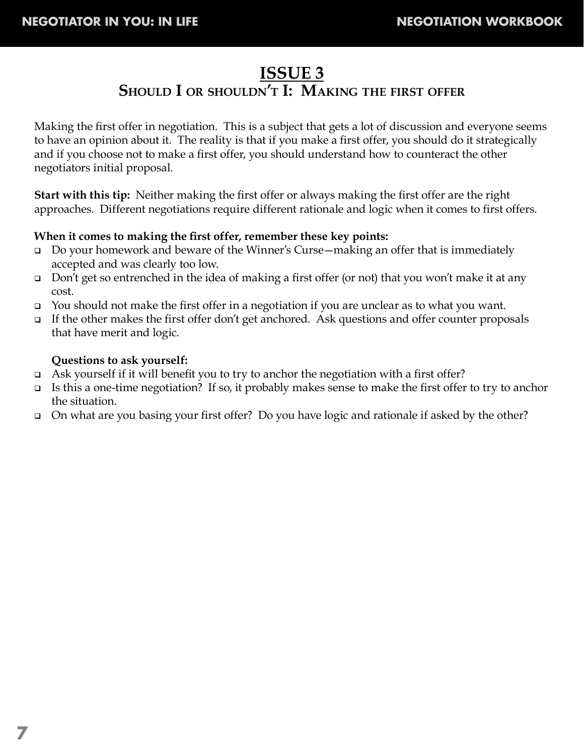# ISSUE 3

## Should I or shouldn't I: Making the first offer

Making the first offer in negotiation. This is a subject that gets a lot of discussion and everyone seems to have an opinion about it. The reality is that if you make a first offer, you should do it strategically and if you choose not to make a first offer, you should understand how to counteract the other negotiators initial proposal.

**Start with this tip:** Neither making the first offer or always making the first offer are the right approaches. Different negotiations require different rationale and logic when it comes to first offers.

**When it comes to making the first offer, remember these key points:**

- Do your homework and beware of the Winner's Curse—making an offer that is immediately accepted and was clearly too low.
- Don't get so entrenched in the idea of making a first offer (or not) that you won't make it at any cost.
- You should not make the first offer in a negotiation if you are unclear as to what you want.
- If the other makes the first offer don't get anchored. Ask questions and offer counter proposals that have merit and logic.

**Questions to ask yourself:**

- Ask yourself if it will benefit you to try to anchor the negotiation with a first offer?
- Is this a one-time negotiation? If so, it probably makes sense to make the first offer to try to anchor the situation.
- On what are you basing your first offer? Do you have logic and rationale if asked by the other?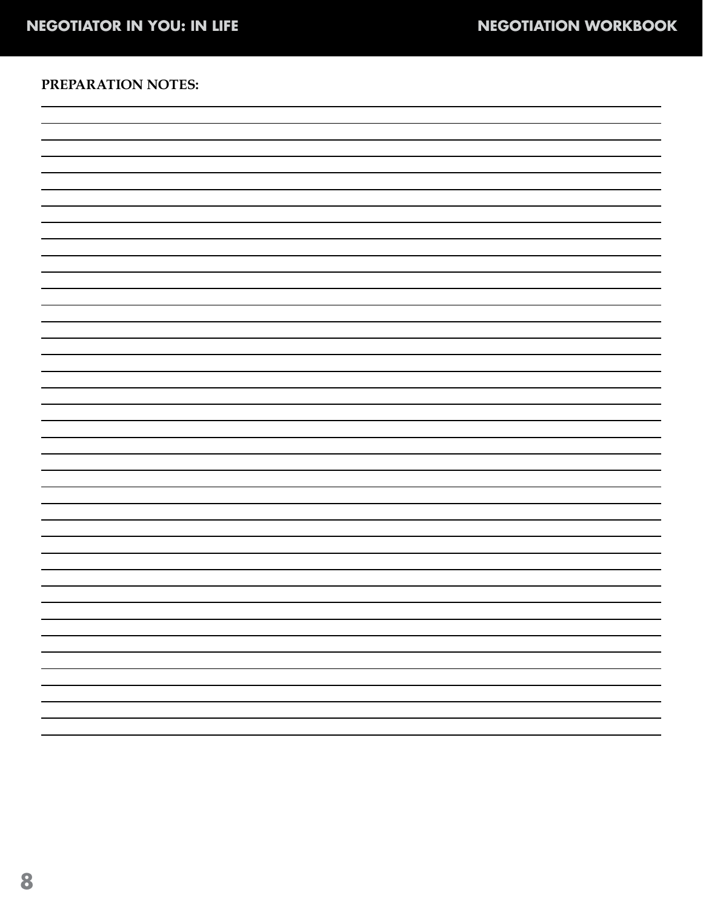**PREPARATION NOTES:**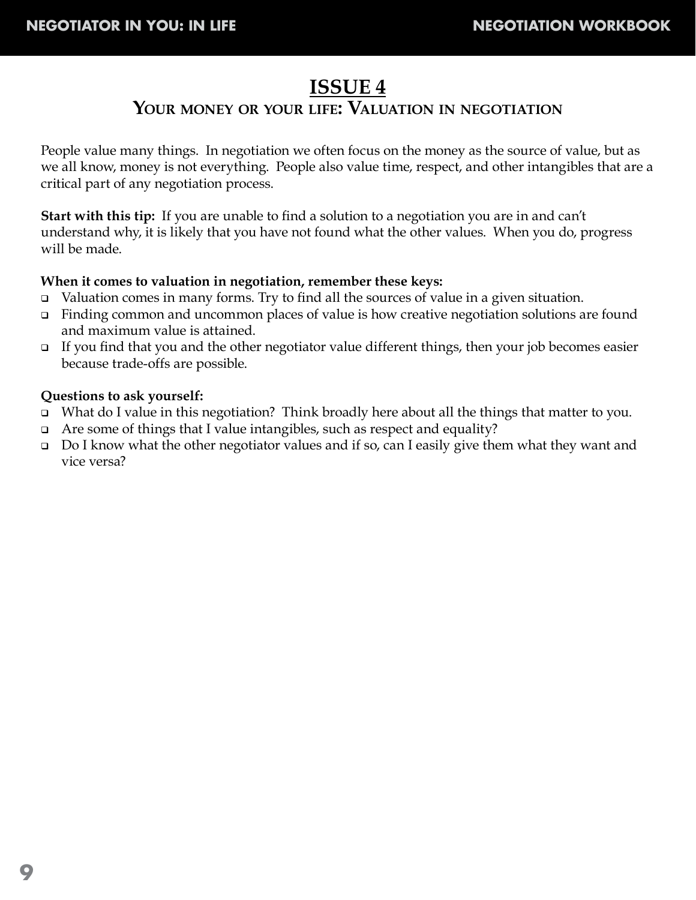# ISSUE 4

## Your money or your life: Valuation in negotiation

People value many things. In negotiation we often focus on the money as the source of value, but as we all know, money is not everything. People also value time, respect, and other intangibles that are a critical part of any negotiation process.

**Start with this tip:** If you are unable to find a solution to a negotiation you are in and can't understand why, it is likely that you have not found what the other values. When you do, progress will be made.

**When it comes to valuation in negotiation, remember these keys:**

- Valuation comes in many forms. Try to find all the sources of value in a given situation.
- Finding common and uncommon places of value is how creative negotiation solutions are found and maximum value is attained.
- If you find that you and the other negotiator value different things, then your job becomes easier because trade-offs are possible.

**Questions to ask yourself:**

- What do I value in this negotiation? Think broadly here about all the things that matter to you.
- Are some of things that I value intangibles, such as respect and equality?
- Do I know what the other negotiator values and if so, can I easily give them what they want and vice versa?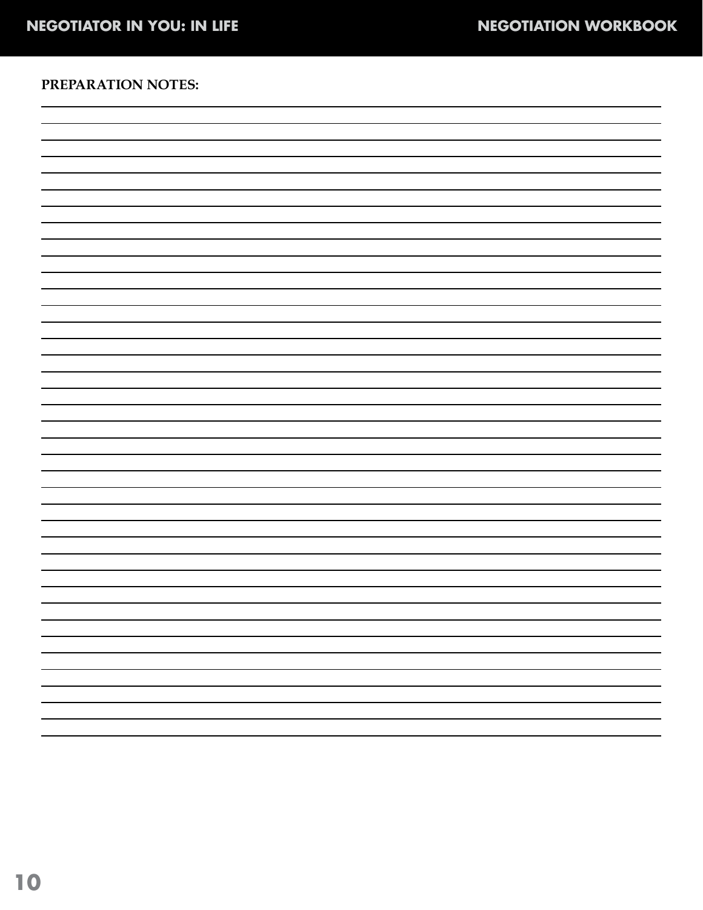**PREPARATION NOTES:**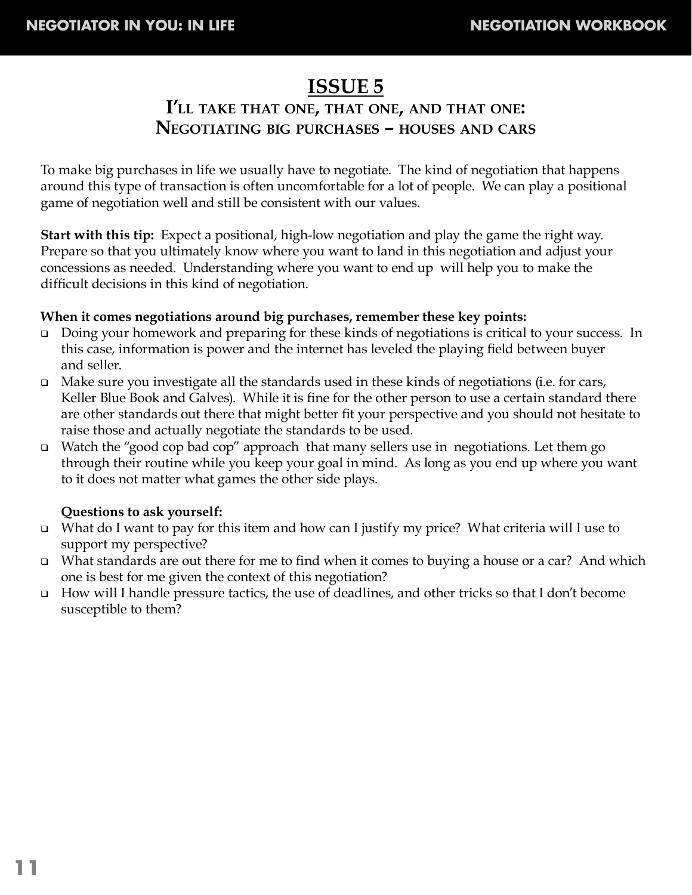# ISSUE 5

## I'll take that one, that one, and that one: Negotiating big purchases – houses and cars

To make big purchases in life we usually have to negotiate. The kind of negotiation that happens around this type of transaction is often uncomfortable for a lot of people. We can play a positional game of negotiation well and still be consistent with our values.

**Start with this tip:** Expect a positional, high-low negotiation and play the game the right way. Prepare so that you ultimately know where you want to land in this negotiation and adjust your concessions as needed. Understanding where you want to end up will help you to make the difficult decisions in this kind of negotiation.

**When it comes negotiations around big purchases, remember these key points:**

- Doing your homework and preparing for these kinds of negotiations is critical to your success. In this case, information is power and the internet has leveled the playing field between buyer and seller.
- Make sure you investigate all the standards used in these kinds of negotiations (i.e. for cars, Keller Blue Book and Galves). While it is fine for the other person to use a certain standard there are other standards out there that might better fit your perspective and you should not hesitate to raise those and actually negotiate the standards to be used.
- Watch the "good cop bad cop" approach that many sellers use in negotiations. Let them go through their routine while you keep your goal in mind. As long as you end up where you want to it does not matter what games the other side plays.

**Questions to ask yourself:**

- What do I want to pay for this item and how can I justify my price? What criteria will I use to support my perspective?
- What standards are out there for me to find when it comes to buying a house or a car? And which one is best for me given the context of this negotiation?
- How will I handle pressure tactics, the use of deadlines, and other tricks so that I don't become susceptible to them?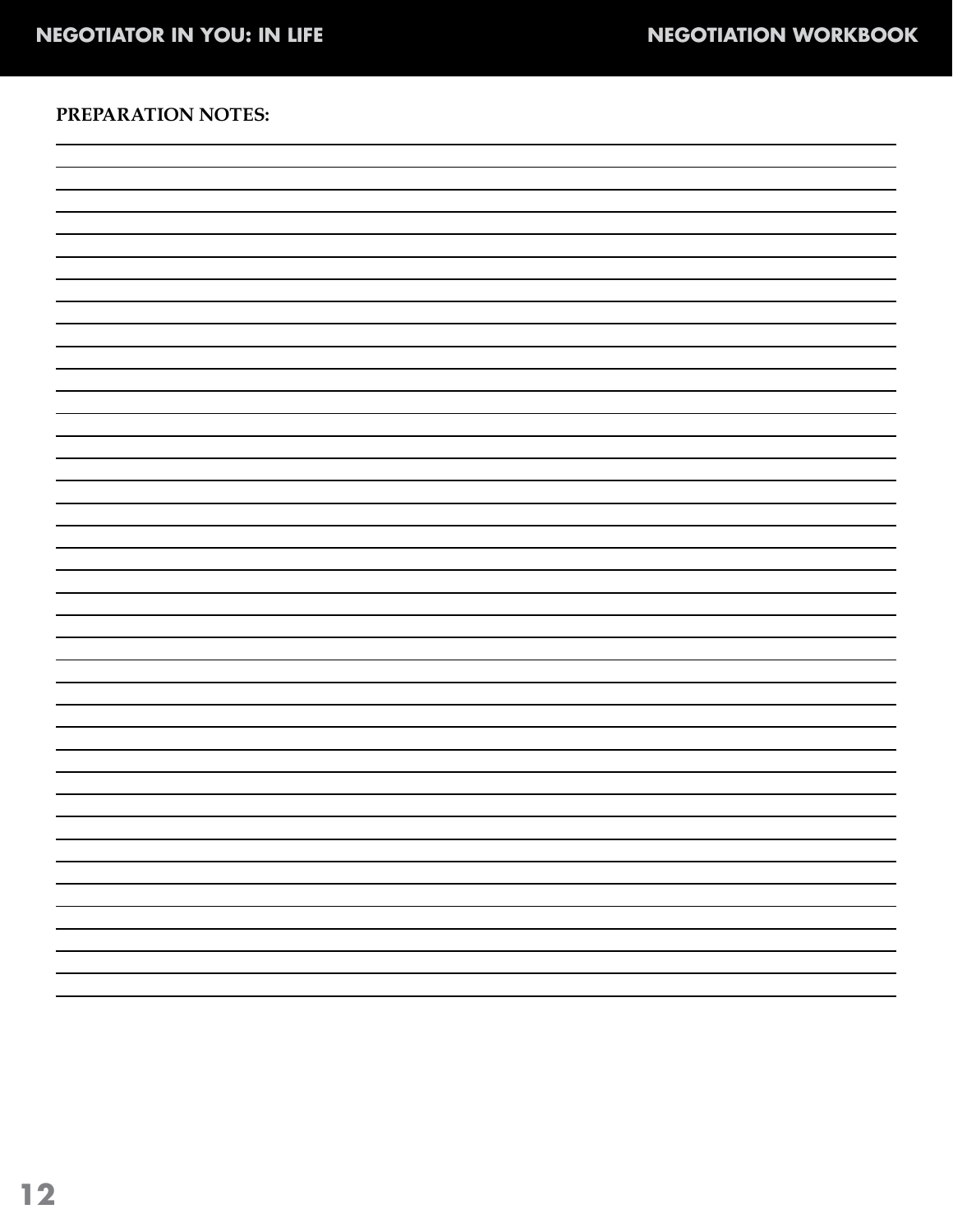**PREPARATION NOTES:**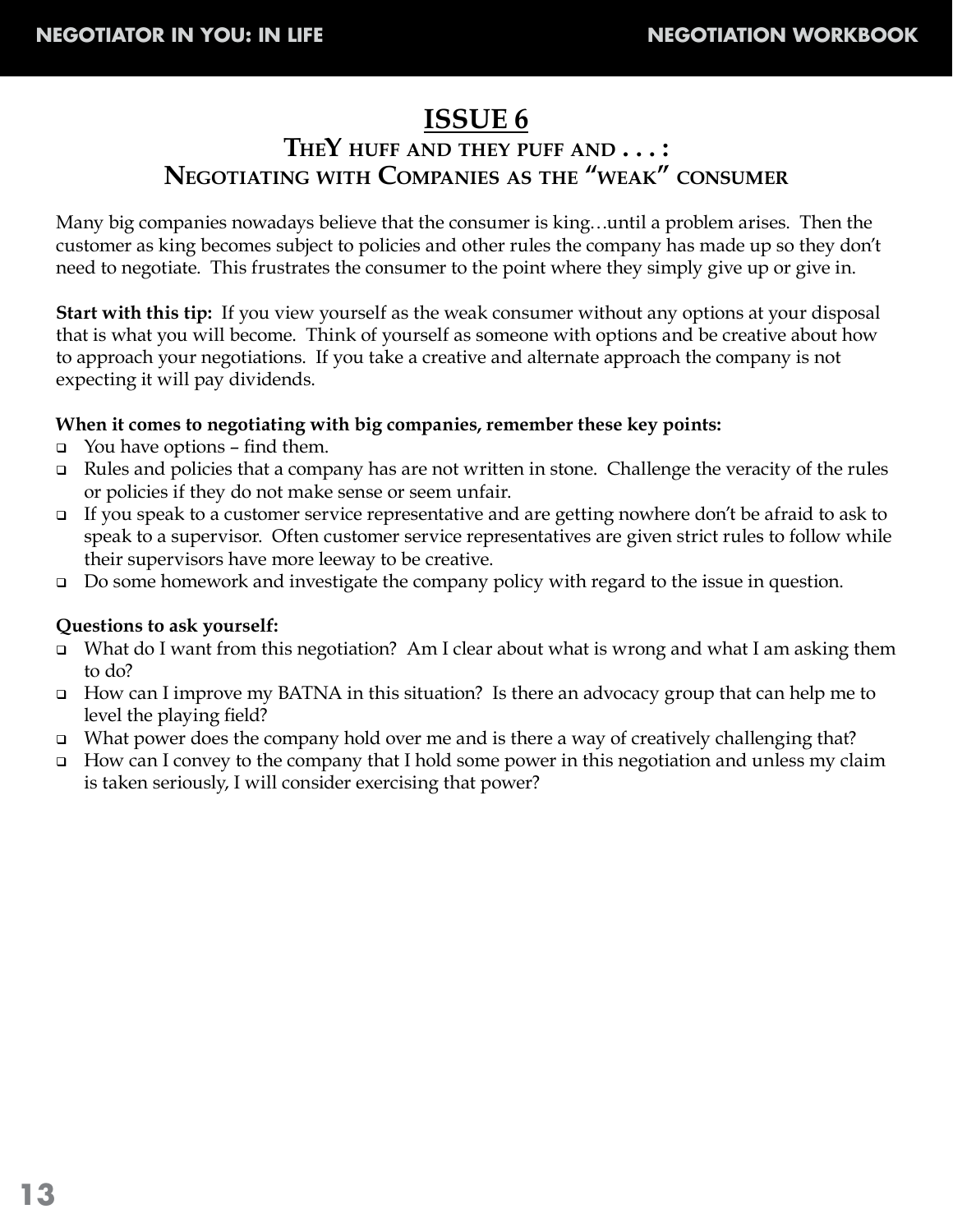# ISSUE 6

## TheY huff and they puff and . . . : Negotiating with Companies as the "weak" consumer

Many big companies nowadays believe that the consumer is king…until a problem arises. Then the customer as king becomes subject to policies and other rules the company has made up so they don't need to negotiate. This frustrates the consumer to the point where they simply give up or give in.

**Start with this tip:** If you view yourself as the weak consumer without any options at your disposal that is what you will become. Think of yourself as someone with options and be creative about how to approach your negotiations. If you take a creative and alternate approach the company is not expecting it will pay dividends.

**When it comes to negotiating with big companies, remember these key points:**

- You have options – find them.
- Rules and policies that a company has are not written in stone. Challenge the veracity of the rules or policies if they do not make sense or seem unfair.
- If you speak to a customer service representative and are getting nowhere don't be afraid to ask to speak to a supervisor. Often customer service representatives are given strict rules to follow while their supervisors have more leeway to be creative.
- Do some homework and investigate the company policy with regard to the issue in question.

**Questions to ask yourself:**

- What do I want from this negotiation? Am I clear about what is wrong and what I am asking them to do?
- How can I improve my BATNA in this situation? Is there an advocacy group that can help me to level the playing field?
- What power does the company hold over me and is there a way of creatively challenging that?
- How can I convey to the company that I hold some power in this negotiation and unless my claim is taken seriously, I will consider exercising that power?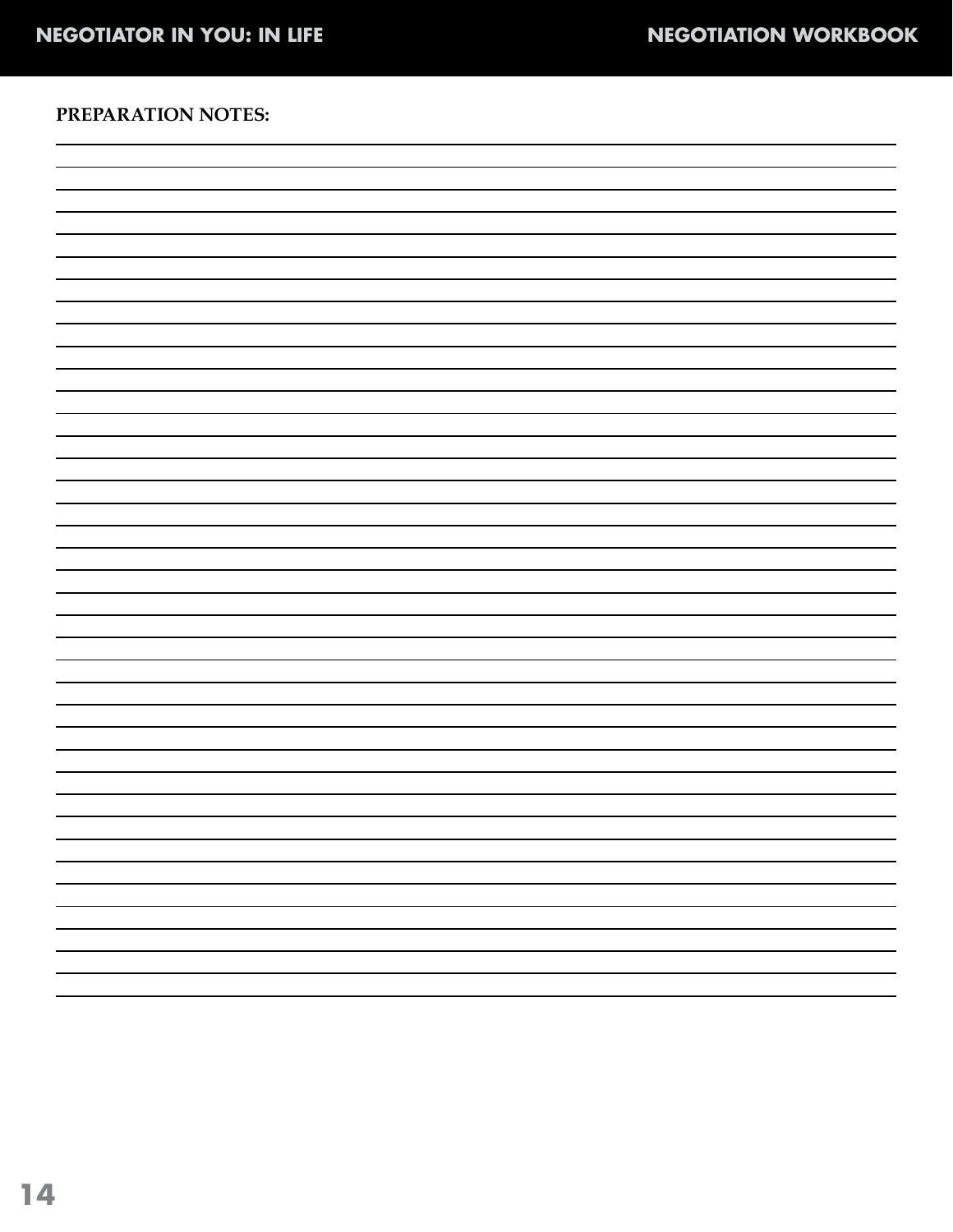**PREPARATION NOTES:**